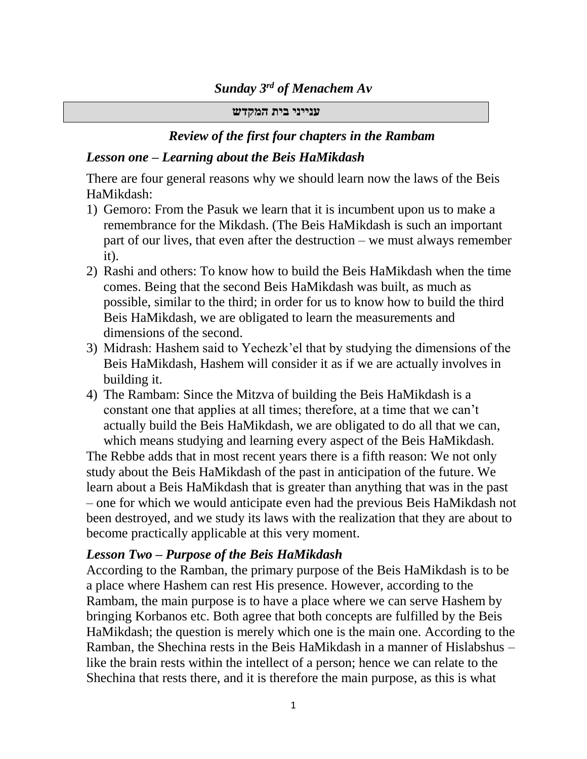## *Sunday 3rd of Menachem Av*

**ענייני בית המקדש**

### *Review of the first four chapters in the Rambam*

### *Lesson one – Learning about the Beis HaMikdash*

There are four general reasons why we should learn now the laws of the Beis HaMikdash:

1) Gemoro: From the Pasuk we learn that it is incumbent upon us to make a remembrance for the Mikdash. (The Beis HaMikdash is such an important part of our lives, that even after the destruction – we must always remember it).
2) Rashi and others: To know how to build the Beis HaMikdash when the time comes. Being that the second Beis HaMikdash was built, as much as possible, similar to the third; in order for us to know how to build the third Beis HaMikdash, we are obligated to learn the measurements and dimensions of the second.
3) Midrash: Hashem said to Yechezk'el that by studying the dimensions of the Beis HaMikdash, Hashem will consider it as if we are actually involves in building it.
4) The Rambam: Since the Mitzva of building the Beis HaMikdash is a constant one that applies at all times; therefore, at a time that we can't actually build the Beis HaMikdash, we are obligated to do all that we can, which means studying and learning every aspect of the Beis HaMikdash.

The Rebbe adds that in most recent years there is a fifth reason: We not only study about the Beis HaMikdash of the past in anticipation of the future. We learn about a Beis HaMikdash that is greater than anything that was in the past – one for which we would anticipate even had the previous Beis HaMikdash not been destroyed, and we study its laws with the realization that they are about to become practically applicable at this very moment.

### *Lesson Two – Purpose of the Beis HaMikdash*

According to the Ramban, the primary purpose of the Beis HaMikdash is to be a place where Hashem can rest His presence. However, according to the Rambam, the main purpose is to have a place where we can serve Hashem by bringing Korbanos etc. Both agree that both concepts are fulfilled by the Beis HaMikdash; the question is merely which one is the main one. According to the Ramban, the Shechina rests in the Beis HaMikdash in a manner of Hislabshus – like the brain rests within the intellect of a person; hence we can relate to the Shechina that rests there, and it is therefore the main purpose, as this is what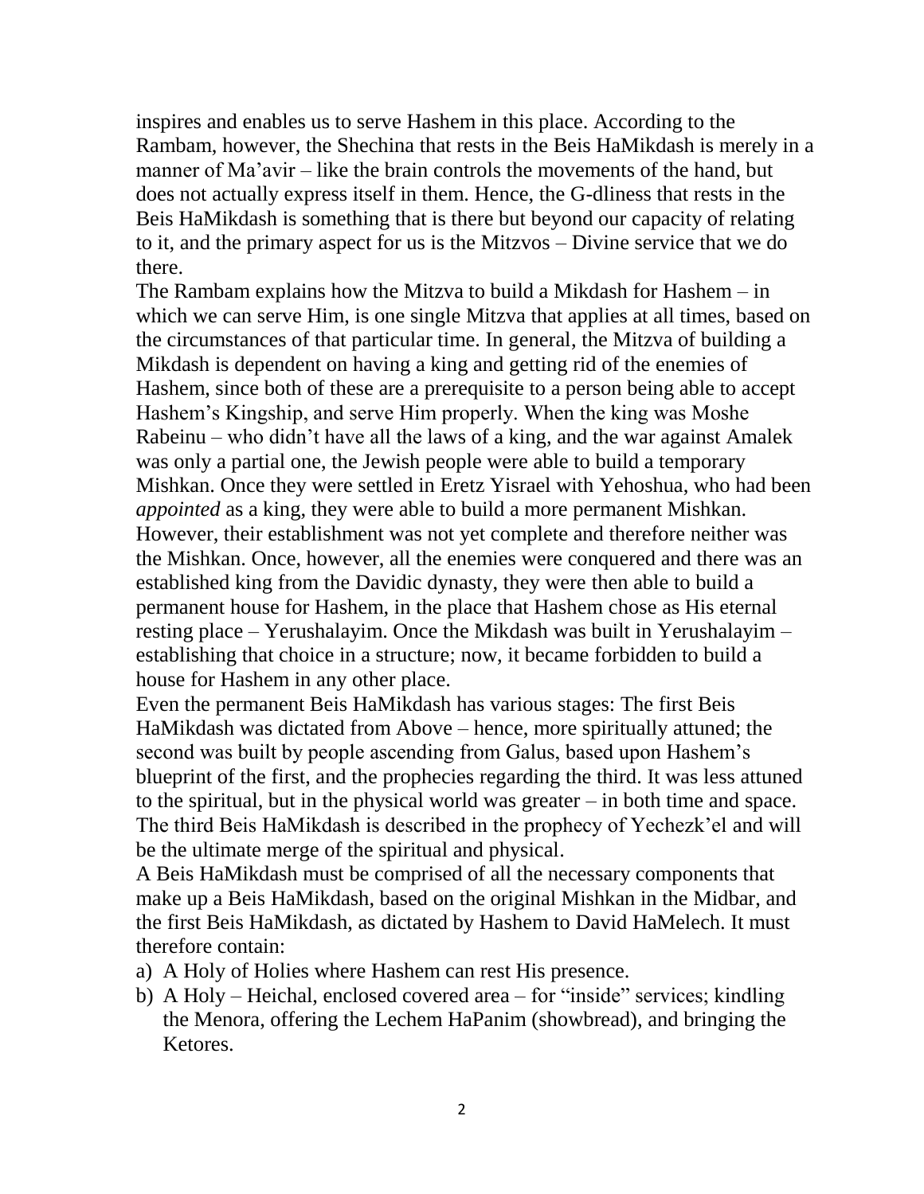inspires and enables us to serve Hashem in this place. According to the Rambam, however, the Shechina that rests in the Beis HaMikdash is merely in a manner of Ma'avir – like the brain controls the movements of the hand, but does not actually express itself in them. Hence, the G-dliness that rests in the Beis HaMikdash is something that is there but beyond our capacity of relating to it, and the primary aspect for us is the Mitzvos – Divine service that we do there.

The Rambam explains how the Mitzva to build a Mikdash for Hashem – in which we can serve Him, is one single Mitzva that applies at all times, based on the circumstances of that particular time. In general, the Mitzva of building a Mikdash is dependent on having a king and getting rid of the enemies of Hashem, since both of these are a prerequisite to a person being able to accept Hashem's Kingship, and serve Him properly. When the king was Moshe Rabeinu – who didn't have all the laws of a king, and the war against Amalek was only a partial one, the Jewish people were able to build a temporary Mishkan. Once they were settled in Eretz Yisrael with Yehoshua, who had been *appointed* as a king, they were able to build a more permanent Mishkan. However, their establishment was not yet complete and therefore neither was the Mishkan. Once, however, all the enemies were conquered and there was an established king from the Davidic dynasty, they were then able to build a permanent house for Hashem, in the place that Hashem chose as His eternal resting place – Yerushalayim. Once the Mikdash was built in Yerushalayim – establishing that choice in a structure; now, it became forbidden to build a house for Hashem in any other place.

Even the permanent Beis HaMikdash has various stages: The first Beis HaMikdash was dictated from Above – hence, more spiritually attuned; the second was built by people ascending from Galus, based upon Hashem's blueprint of the first, and the prophecies regarding the third. It was less attuned to the spiritual, but in the physical world was greater – in both time and space. The third Beis HaMikdash is described in the prophecy of Yechezk'el and will be the ultimate merge of the spiritual and physical.

A Beis HaMikdash must be comprised of all the necessary components that make up a Beis HaMikdash, based on the original Mishkan in the Midbar, and the first Beis HaMikdash, as dictated by Hashem to David HaMelech. It must therefore contain:

a) A Holy of Holies where Hashem can rest His presence.
b) A Holy – Heichal, enclosed covered area – for "inside" services; kindling the Menora, offering the Lechem HaPanim (showbread), and bringing the Ketores.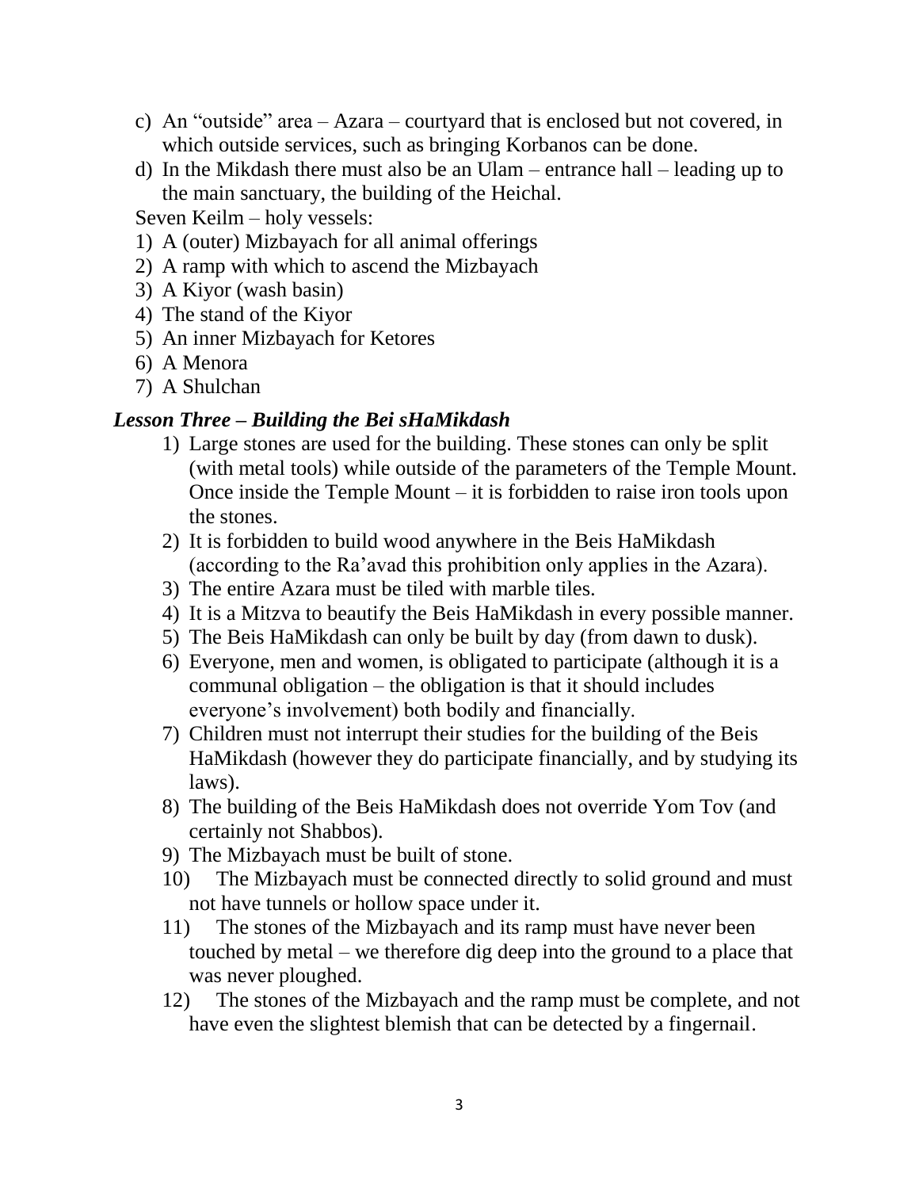c) An "outside" area – Azara – courtyard that is enclosed but not covered, in which outside services, such as bringing Korbanos can be done.

d) In the Mikdash there must also be an Ulam – entrance hall – leading up to the main sanctuary, the building of the Heichal.

Seven Keilm – holy vessels:

1) A (outer) Mizbayach for all animal offerings
2) A ramp with which to ascend the Mizbayach
3) A Kiyor (wash basin)
4) The stand of the Kiyor
5) An inner Mizbayach for Ketores
6) A Menora
7) A Shulchan

### *Lesson Three – Building the Bei sHaMikdash*

1) Large stones are used for the building. These stones can only be split (with metal tools) while outside of the parameters of the Temple Mount. Once inside the Temple Mount – it is forbidden to raise iron tools upon the stones.
2) It is forbidden to build wood anywhere in the Beis HaMikdash (according to the Ra'avad this prohibition only applies in the Azara).
3) The entire Azara must be tiled with marble tiles.
4) It is a Mitzva to beautify the Beis HaMikdash in every possible manner.
5) The Beis HaMikdash can only be built by day (from dawn to dusk).
6) Everyone, men and women, is obligated to participate (although it is a communal obligation – the obligation is that it should includes everyone's involvement) both bodily and financially.
7) Children must not interrupt their studies for the building of the Beis HaMikdash (however they do participate financially, and by studying its laws).
8) The building of the Beis HaMikdash does not override Yom Tov (and certainly not Shabbos).
9) The Mizbayach must be built of stone.
10) The Mizbayach must be connected directly to solid ground and must not have tunnels or hollow space under it.
11) The stones of the Mizbayach and its ramp must have never been touched by metal – we therefore dig deep into the ground to a place that was never ploughed.
12) The stones of the Mizbayach and the ramp must be complete, and not have even the slightest blemish that can be detected by a fingernail.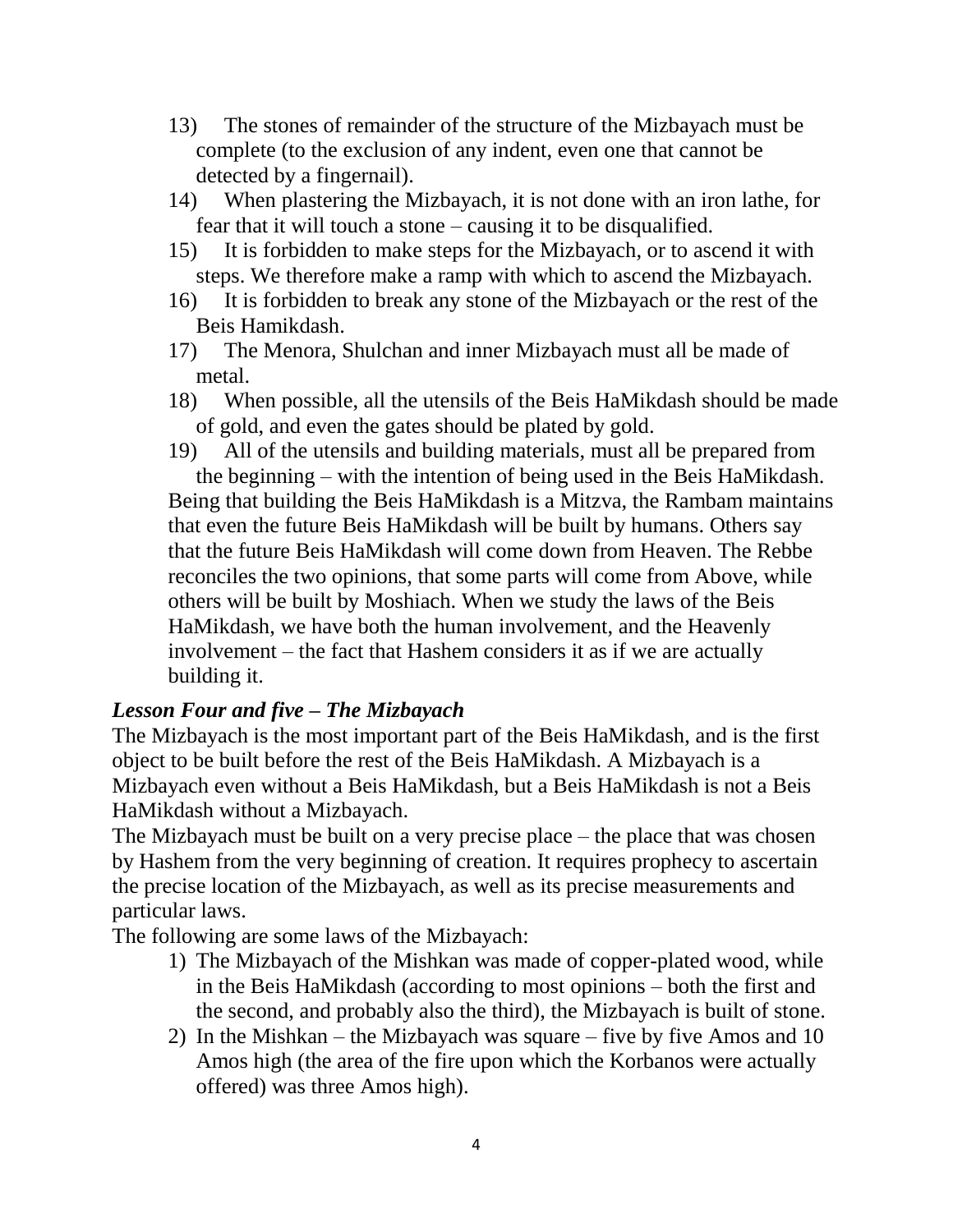13) The stones of remainder of the structure of the Mizbayach must be complete (to the exclusion of any indent, even one that cannot be detected by a fingernail).
14) When plastering the Mizbayach, it is not done with an iron lathe, for fear that it will touch a stone – causing it to be disqualified.
15) It is forbidden to make steps for the Mizbayach, or to ascend it with steps. We therefore make a ramp with which to ascend the Mizbayach.
16) It is forbidden to break any stone of the Mizbayach or the rest of the Beis Hamikdash.
17) The Menora, Shulchan and inner Mizbayach must all be made of metal.
18) When possible, all the utensils of the Beis HaMikdash should be made of gold, and even the gates should be plated by gold.
19) All of the utensils and building materials, must all be prepared from the beginning – with the intention of being used in the Beis HaMikdash.

Being that building the Beis HaMikdash is a Mitzva, the Rambam maintains that even the future Beis HaMikdash will be built by humans. Others say that the future Beis HaMikdash will come down from Heaven. The Rebbe reconciles the two opinions, that some parts will come from Above, while others will be built by Moshiach. When we study the laws of the Beis HaMikdash, we have both the human involvement, and the Heavenly involvement – the fact that Hashem considers it as if we are actually building it.

### *Lesson Four and five – The Mizbayach*

The Mizbayach is the most important part of the Beis HaMikdash, and is the first object to be built before the rest of the Beis HaMikdash. A Mizbayach is a Mizbayach even without a Beis HaMikdash, but a Beis HaMikdash is not a Beis HaMikdash without a Mizbayach.

The Mizbayach must be built on a very precise place – the place that was chosen by Hashem from the very beginning of creation. It requires prophecy to ascertain the precise location of the Mizbayach, as well as its precise measurements and particular laws.

The following are some laws of the Mizbayach:

1) The Mizbayach of the Mishkan was made of copper-plated wood, while in the Beis HaMikdash (according to most opinions – both the first and the second, and probably also the third), the Mizbayach is built of stone.
2) In the Mishkan – the Mizbayach was square – five by five Amos and 10 Amos high (the area of the fire upon which the Korbanos were actually offered) was three Amos high).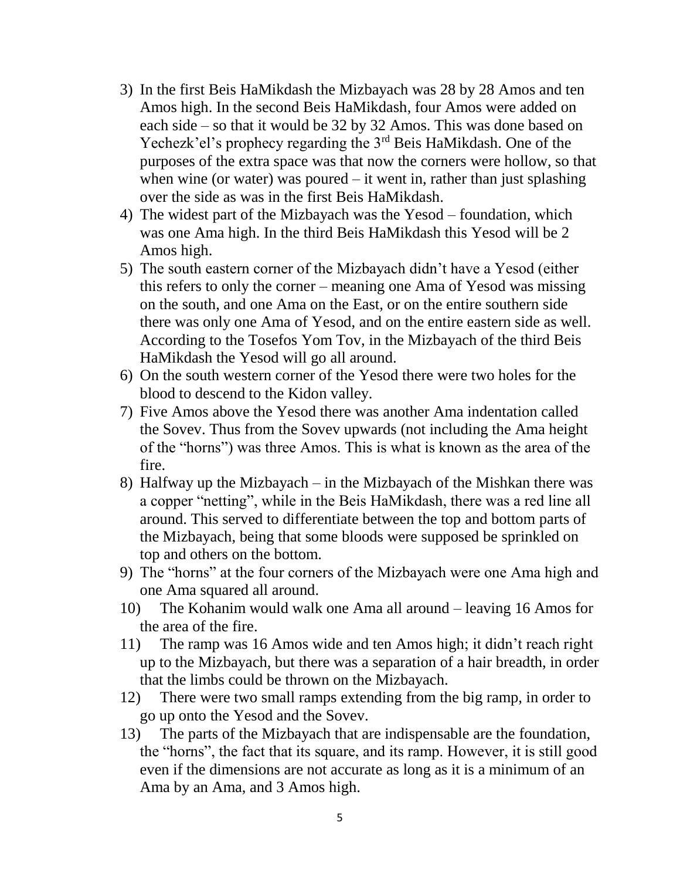3) In the first Beis HaMikdash the Mizbayach was 28 by 28 Amos and ten Amos high. In the second Beis HaMikdash, four Amos were added on each side – so that it would be 32 by 32 Amos. This was done based on Yechezk'el's prophecy regarding the 3rd Beis HaMikdash. One of the purposes of the extra space was that now the corners were hollow, so that when wine (or water) was poured – it went in, rather than just splashing over the side as was in the first Beis HaMikdash.
4) The widest part of the Mizbayach was the Yesod – foundation, which was one Ama high. In the third Beis HaMikdash this Yesod will be 2 Amos high.
5) The south eastern corner of the Mizbayach didn't have a Yesod (either this refers to only the corner – meaning one Ama of Yesod was missing on the south, and one Ama on the East, or on the entire southern side there was only one Ama of Yesod, and on the entire eastern side as well. According to the Tosefos Yom Tov, in the Mizbayach of the third Beis HaMikdash the Yesod will go all around.
6) On the south western corner of the Yesod there were two holes for the blood to descend to the Kidon valley.
7) Five Amos above the Yesod there was another Ama indentation called the Sovev. Thus from the Sovev upwards (not including the Ama height of the "horns") was three Amos. This is what is known as the area of the fire.
8) Halfway up the Mizbayach – in the Mizbayach of the Mishkan there was a copper "netting", while in the Beis HaMikdash, there was a red line all around. This served to differentiate between the top and bottom parts of the Mizbayach, being that some bloods were supposed be sprinkled on top and others on the bottom.
9) The "horns" at the four corners of the Mizbayach were one Ama high and one Ama squared all around.
10) The Kohanim would walk one Ama all around – leaving 16 Amos for the area of the fire.
11) The ramp was 16 Amos wide and ten Amos high; it didn't reach right up to the Mizbayach, but there was a separation of a hair breadth, in order that the limbs could be thrown on the Mizbayach.
12) There were two small ramps extending from the big ramp, in order to go up onto the Yesod and the Sovev.
13) The parts of the Mizbayach that are indispensable are the foundation, the "horns", the fact that its square, and its ramp. However, it is still good even if the dimensions are not accurate as long as it is a minimum of an Ama by an Ama, and 3 Amos high.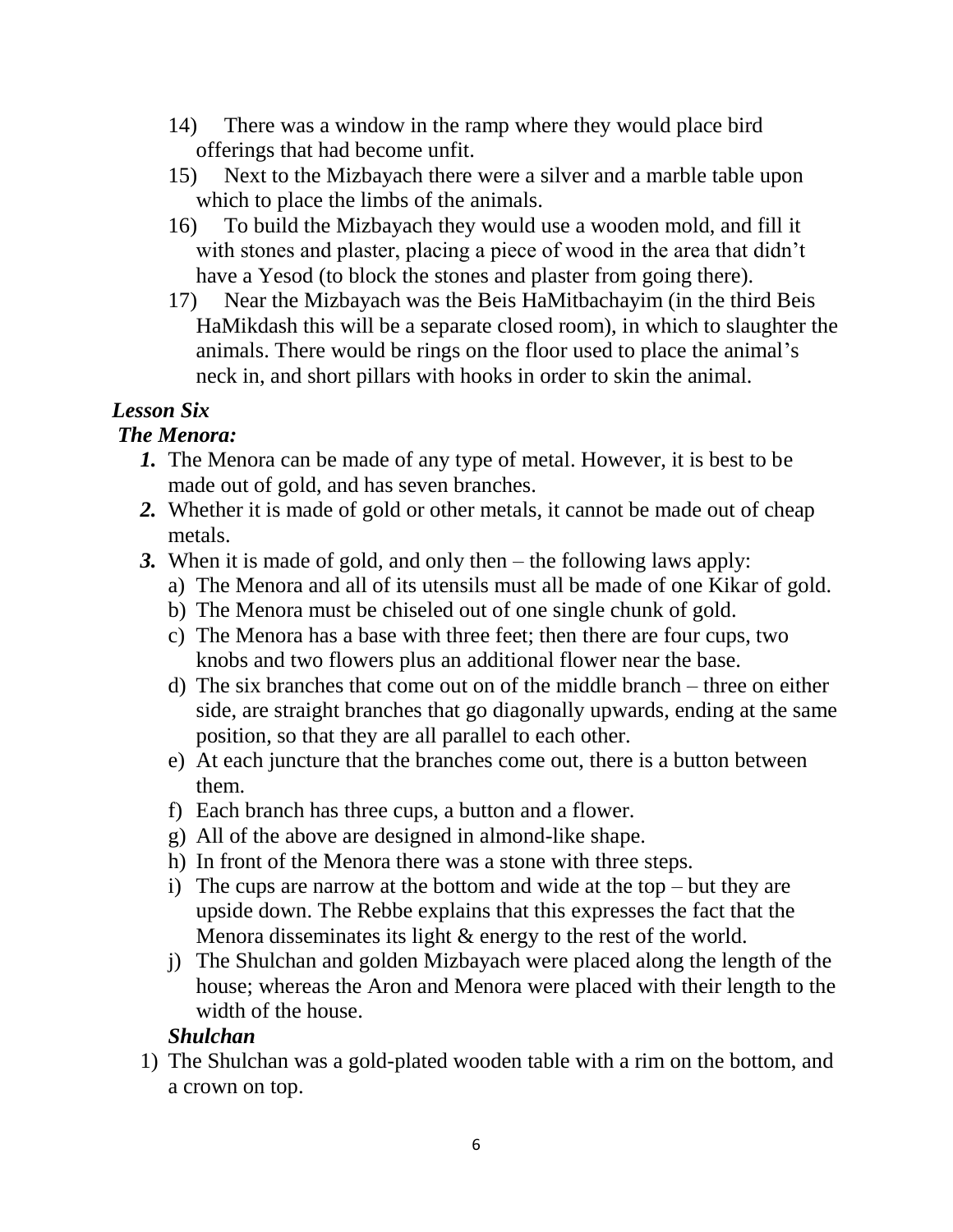14) There was a window in the ramp where they would place bird offerings that had become unfit.
15) Next to the Mizbayach there were a silver and a marble table upon which to place the limbs of the animals.
16) To build the Mizbayach they would use a wooden mold, and fill it with stones and plaster, placing a piece of wood in the area that didn't have a Yesod (to block the stones and plaster from going there).
17) Near the Mizbayach was the Beis HaMitbachayim (in the third Beis HaMikdash this will be a separate closed room), in which to slaughter the animals. There would be rings on the floor used to place the animal's neck in, and short pillars with hooks in order to skin the animal.

***Lesson Six***

***The Menora:***

***1.*** The Menora can be made of any type of metal. However, it is best to be made out of gold, and has seven branches.

***2.*** Whether it is made of gold or other metals, it cannot be made out of cheap metals.

***3.*** When it is made of gold, and only then – the following laws apply:
   a) The Menora and all of its utensils must all be made of one Kikar of gold.
   b) The Menora must be chiseled out of one single chunk of gold.
   c) The Menora has a base with three feet; then there are four cups, two knobs and two flowers plus an additional flower near the base.
   d) The six branches that come out on of the middle branch – three on either side, are straight branches that go diagonally upwards, ending at the same position, so that they are all parallel to each other.
   e) At each juncture that the branches come out, there is a button between them.
   f) Each branch has three cups, a button and a flower.
   g) All of the above are designed in almond-like shape.
   h) In front of the Menora there was a stone with three steps.
   i) The cups are narrow at the bottom and wide at the top – but they are upside down. The Rebbe explains that this expresses the fact that the Menora disseminates its light & energy to the rest of the world.
   j) The Shulchan and golden Mizbayach were placed along the length of the house; whereas the Aron and Menora were placed with their length to the width of the house.

***Shulchan***

1) The Shulchan was a gold-plated wooden table with a rim on the bottom, and a crown on top.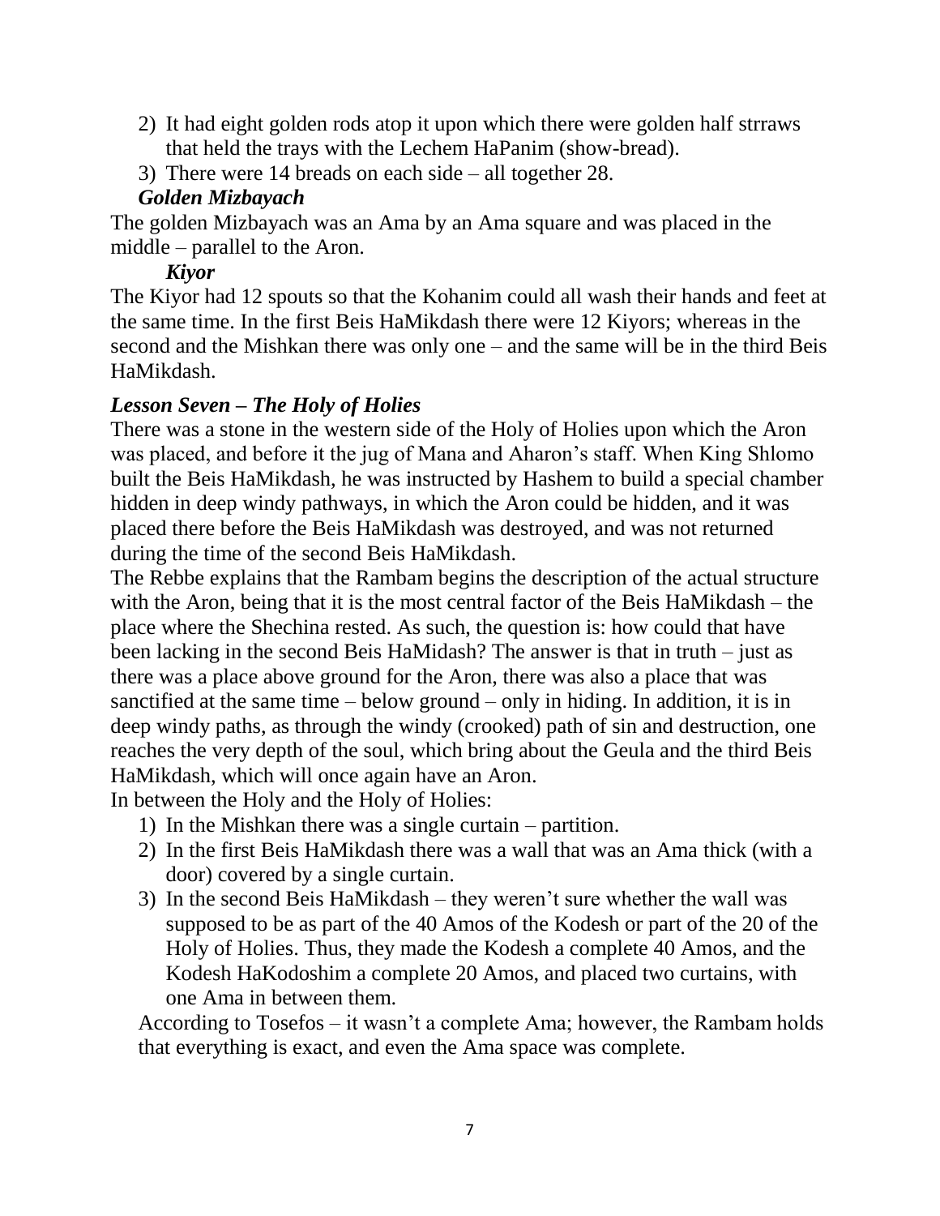2) It had eight golden rods atop it upon which there were golden half strraws that held the trays with the Lechem HaPanim (show-bread).
3) There were 14 breads on each side – all together 28.

***Golden Mizbayach***

The golden Mizbayach was an Ama by an Ama square and was placed in the middle – parallel to the Aron.

***Kiyor***

The Kiyor had 12 spouts so that the Kohanim could all wash their hands and feet at the same time. In the first Beis HaMikdash there were 12 Kiyors; whereas in the second and the Mishkan there was only one – and the same will be in the third Beis HaMikdash.

### *Lesson Seven – The Holy of Holies*

There was a stone in the western side of the Holy of Holies upon which the Aron was placed, and before it the jug of Mana and Aharon's staff. When King Shlomo built the Beis HaMikdash, he was instructed by Hashem to build a special chamber hidden in deep windy pathways, in which the Aron could be hidden, and it was placed there before the Beis HaMikdash was destroyed, and was not returned during the time of the second Beis HaMikdash.

The Rebbe explains that the Rambam begins the description of the actual structure with the Aron, being that it is the most central factor of the Beis HaMikdash – the place where the Shechina rested. As such, the question is: how could that have been lacking in the second Beis HaMidash? The answer is that in truth – just as there was a place above ground for the Aron, there was also a place that was sanctified at the same time – below ground – only in hiding. In addition, it is in deep windy paths, as through the windy (crooked) path of sin and destruction, one reaches the very depth of the soul, which bring about the Geula and the third Beis HaMikdash, which will once again have an Aron.

In between the Holy and the Holy of Holies:

1) In the Mishkan there was a single curtain – partition.
2) In the first Beis HaMikdash there was a wall that was an Ama thick (with a door) covered by a single curtain.
3) In the second Beis HaMikdash – they weren't sure whether the wall was supposed to be as part of the 40 Amos of the Kodesh or part of the 20 of the Holy of Holies. Thus, they made the Kodesh a complete 40 Amos, and the Kodesh HaKodoshim a complete 20 Amos, and placed two curtains, with one Ama in between them.

According to Tosefos – it wasn't a complete Ama; however, the Rambam holds that everything is exact, and even the Ama space was complete.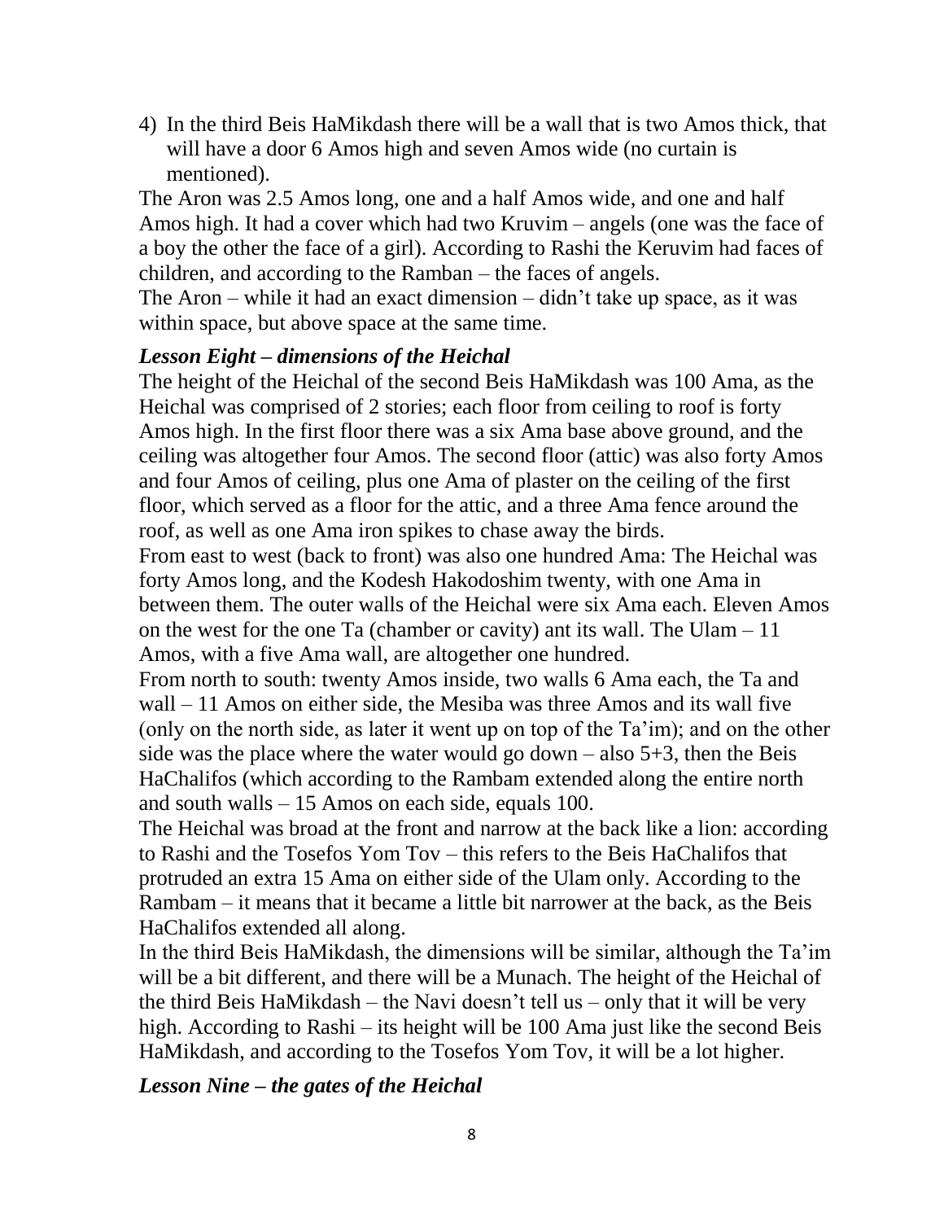4) In the third Beis HaMikdash there will be a wall that is two Amos thick, that will have a door 6 Amos high and seven Amos wide (no curtain is mentioned).

The Aron was 2.5 Amos long, one and a half Amos wide, and one and half Amos high. It had a cover which had two Kruvim – angels (one was the face of a boy the other the face of a girl). According to Rashi the Keruvim had faces of children, and according to the Ramban – the faces of angels.

The Aron – while it had an exact dimension – didn't take up space, as it was within space, but above space at the same time.

### *Lesson Eight – dimensions of the Heichal*

The height of the Heichal of the second Beis HaMikdash was 100 Ama, as the Heichal was comprised of 2 stories; each floor from ceiling to roof is forty Amos high. In the first floor there was a six Ama base above ground, and the ceiling was altogether four Amos. The second floor (attic) was also forty Amos and four Amos of ceiling, plus one Ama of plaster on the ceiling of the first floor, which served as a floor for the attic, and a three Ama fence around the roof, as well as one Ama iron spikes to chase away the birds.

From east to west (back to front) was also one hundred Ama: The Heichal was forty Amos long, and the Kodesh Hakodoshim twenty, with one Ama in between them. The outer walls of the Heichal were six Ama each. Eleven Amos on the west for the one Ta (chamber or cavity) ant its wall. The Ulam – 11 Amos, with a five Ama wall, are altogether one hundred.

From north to south: twenty Amos inside, two walls 6 Ama each, the Ta and wall – 11 Amos on either side, the Mesiba was three Amos and its wall five (only on the north side, as later it went up on top of the Ta'im); and on the other side was the place where the water would go down – also 5+3, then the Beis HaChalifos (which according to the Rambam extended along the entire north and south walls – 15 Amos on each side, equals 100.

The Heichal was broad at the front and narrow at the back like a lion: according to Rashi and the Tosefos Yom Tov – this refers to the Beis HaChalifos that protruded an extra 15 Ama on either side of the Ulam only. According to the Rambam – it means that it became a little bit narrower at the back, as the Beis HaChalifos extended all along.

In the third Beis HaMikdash, the dimensions will be similar, although the Ta'im will be a bit different, and there will be a Munach. The height of the Heichal of the third Beis HaMikdash – the Navi doesn't tell us – only that it will be very high. According to Rashi – its height will be 100 Ama just like the second Beis HaMikdash, and according to the Tosefos Yom Tov, it will be a lot higher.

### *Lesson Nine – the gates of the Heichal*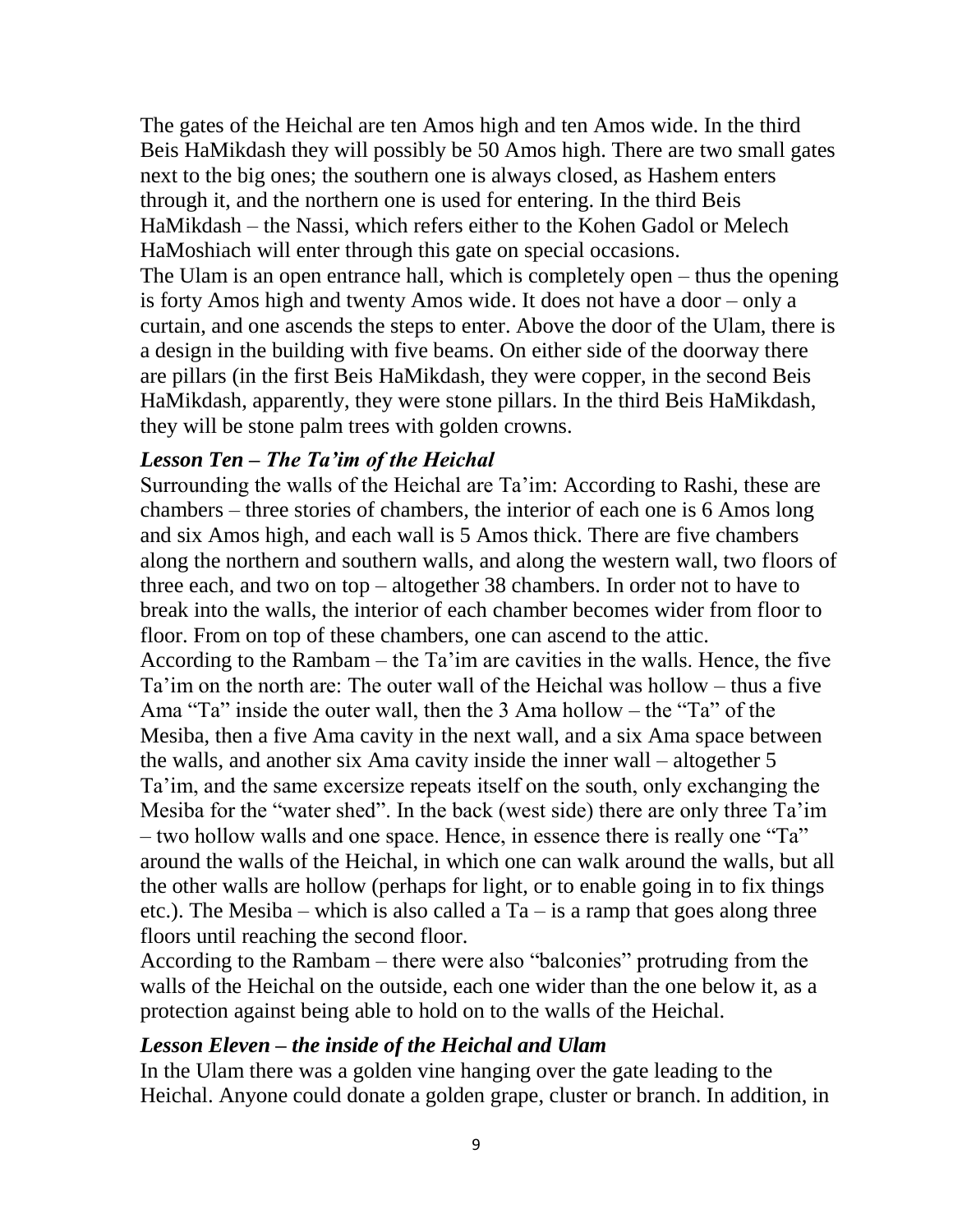The gates of the Heichal are ten Amos high and ten Amos wide. In the third Beis HaMikdash they will possibly be 50 Amos high. There are two small gates next to the big ones; the southern one is always closed, as Hashem enters through it, and the northern one is used for entering. In the third Beis HaMikdash – the Nassi, which refers either to the Kohen Gadol or Melech HaMoshiach will enter through this gate on special occasions.

The Ulam is an open entrance hall, which is completely open – thus the opening is forty Amos high and twenty Amos wide. It does not have a door – only a curtain, and one ascends the steps to enter. Above the door of the Ulam, there is a design in the building with five beams. On either side of the doorway there are pillars (in the first Beis HaMikdash, they were copper, in the second Beis HaMikdash, apparently, they were stone pillars. In the third Beis HaMikdash, they will be stone palm trees with golden crowns.

### *Lesson Ten – The Ta'im of the Heichal*

Surrounding the walls of the Heichal are Ta'im: According to Rashi, these are chambers – three stories of chambers, the interior of each one is 6 Amos long and six Amos high, and each wall is 5 Amos thick. There are five chambers along the northern and southern walls, and along the western wall, two floors of three each, and two on top – altogether 38 chambers. In order not to have to break into the walls, the interior of each chamber becomes wider from floor to floor. From on top of these chambers, one can ascend to the attic.

According to the Rambam – the Ta'im are cavities in the walls. Hence, the five Ta'im on the north are: The outer wall of the Heichal was hollow – thus a five Ama "Ta" inside the outer wall, then the 3 Ama hollow – the "Ta" of the Mesiba, then a five Ama cavity in the next wall, and a six Ama space between the walls, and another six Ama cavity inside the inner wall – altogether 5 Ta'im, and the same excersize repeats itself on the south, only exchanging the Mesiba for the "water shed". In the back (west side) there are only three Ta'im – two hollow walls and one space. Hence, in essence there is really one "Ta" around the walls of the Heichal, in which one can walk around the walls, but all the other walls are hollow (perhaps for light, or to enable going in to fix things etc.). The Mesiba – which is also called a Ta – is a ramp that goes along three floors until reaching the second floor.

According to the Rambam – there were also "balconies" protruding from the walls of the Heichal on the outside, each one wider than the one below it, as a protection against being able to hold on to the walls of the Heichal.

### *Lesson Eleven – the inside of the Heichal and Ulam*

In the Ulam there was a golden vine hanging over the gate leading to the Heichal. Anyone could donate a golden grape, cluster or branch. In addition, in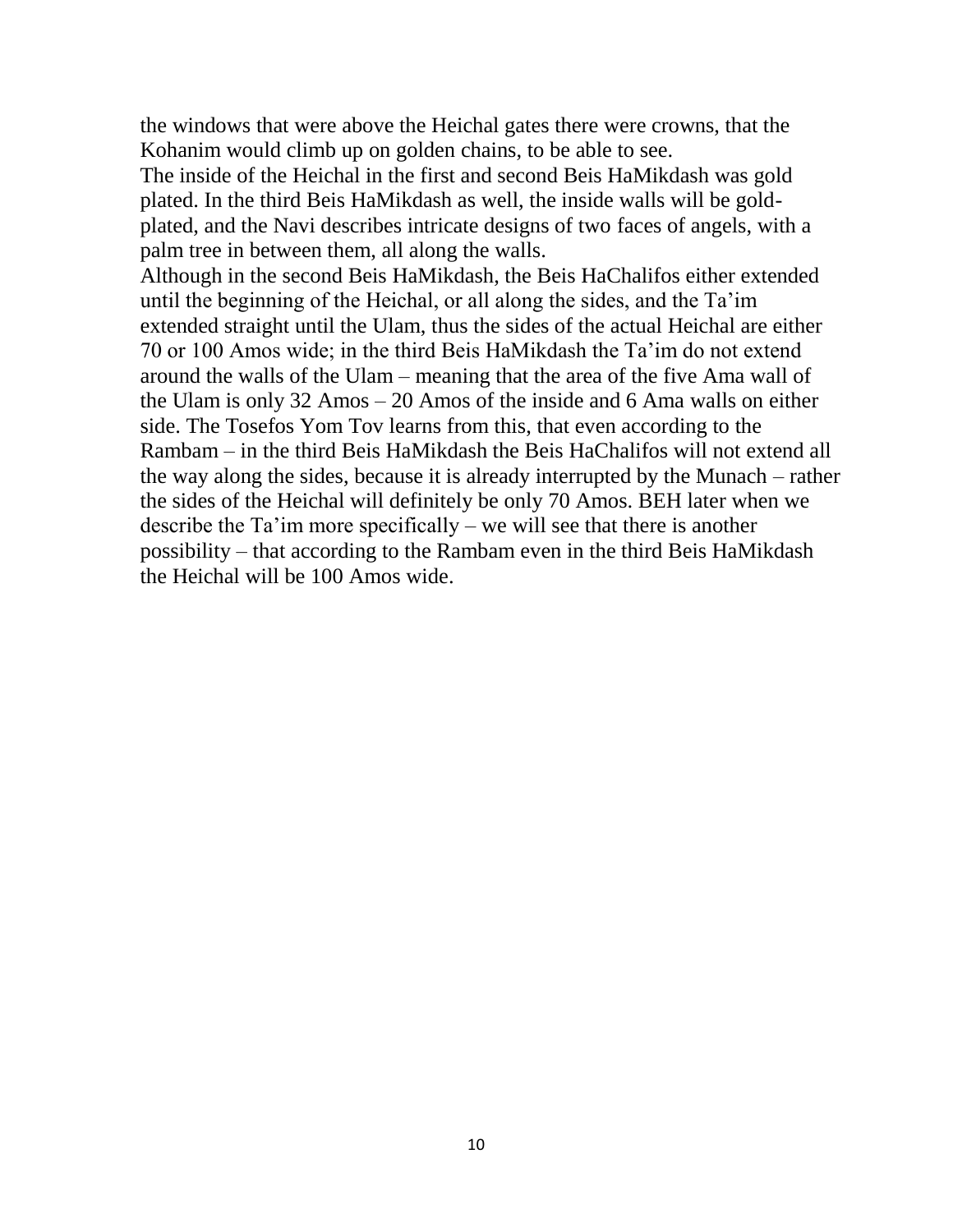the windows that were above the Heichal gates there were crowns, that the Kohanim would climb up on golden chains, to be able to see.

The inside of the Heichal in the first and second Beis HaMikdash was gold plated. In the third Beis HaMikdash as well, the inside walls will be gold-plated, and the Navi describes intricate designs of two faces of angels, with a palm tree in between them, all along the walls.

Although in the second Beis HaMikdash, the Beis HaChalifos either extended until the beginning of the Heichal, or all along the sides, and the Ta'im extended straight until the Ulam, thus the sides of the actual Heichal are either 70 or 100 Amos wide; in the third Beis HaMikdash the Ta'im do not extend around the walls of the Ulam – meaning that the area of the five Ama wall of the Ulam is only 32 Amos – 20 Amos of the inside and 6 Ama walls on either side. The Tosefos Yom Tov learns from this, that even according to the Rambam – in the third Beis HaMikdash the Beis HaChalifos will not extend all the way along the sides, because it is already interrupted by the Munach – rather the sides of the Heichal will definitely be only 70 Amos. BEH later when we describe the Ta'im more specifically – we will see that there is another possibility – that according to the Rambam even in the third Beis HaMikdash the Heichal will be 100 Amos wide.